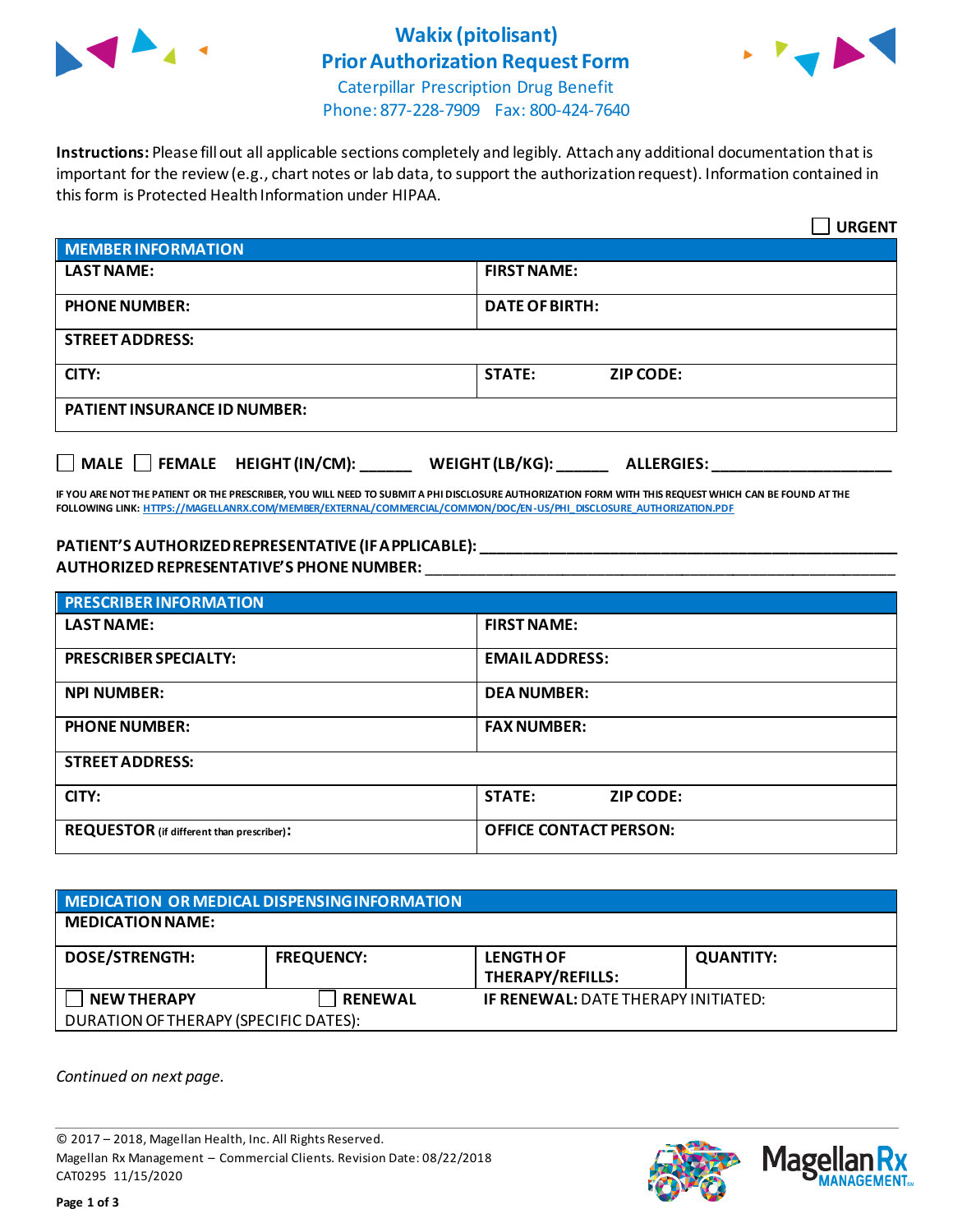# Wakix (pitolisant) Prior Authorization Request Form

Caterpillar Prescription Drug Benefit

Phone: 877-228-7909   Fax: 800-424-7640

**Instructions:** Please fill out all applicable sections completely and legibly. Attach any additional documentation that is important for the review (e.g., chart notes or lab data, to support the authorization request). Information contained in this form is Protected Health Information under HIPAA.

☐ **URGENT**

| **MEMBER INFORMATION** | | |
|---|---|---|
| **LAST NAME:** | **FIRST NAME:** | |
| **PHONE NUMBER:** | **DATE OF BIRTH:** | |
| **STREET ADDRESS:** | | |
| **CITY:** | **STATE:** | **ZIP CODE:** |
| **PATIENT INSURANCE ID NUMBER:** | | |

☐ **MALE** ☐ **FEMALE** **HEIGHT (IN/CM):** ______ **WEIGHT (LB/KG):** ______ **ALLERGIES:** ____________________

**IF YOU ARE NOT THE PATIENT OR THE PRESCRIBER, YOU WILL NEED TO SUBMIT A PHI DISCLOSURE AUTHORIZATION FORM WITH THIS REQUEST WHICH CAN BE FOUND AT THE FOLLOWING LINK: HTTPS://MAGELLANRX.COM/MEMBER/EXTERNAL/COMMERCIAL/COMMON/DOC/EN-US/PHI_DISCLOSURE_AUTHORIZATION.PDF**

**PATIENT'S AUTHORIZED REPRESENTATIVE (IF APPLICABLE):** ____________________________________________

**AUTHORIZED REPRESENTATIVE'S PHONE NUMBER:** ____________________________________________

| **PRESCRIBER INFORMATION** | | |
|---|---|---|
| **LAST NAME:** | **FIRST NAME:** | |
| **PRESCRIBER SPECIALTY:** | **EMAIL ADDRESS:** | |
| **NPI NUMBER:** | **DEA NUMBER:** | |
| **PHONE NUMBER:** | **FAX NUMBER:** | |
| **STREET ADDRESS:** | | |
| **CITY:** | **STATE:** | **ZIP CODE:** |
| **REQUESTOR** (if different than prescriber)**:** | **OFFICE CONTACT PERSON:** | |

| **MEDICATION OR MEDICAL DISPENSING INFORMATION** | | | |
|---|---|---|---|
| **MEDICATION NAME:** | | | |
| **DOSE/STRENGTH:** | **FREQUENCY:** | **LENGTH OF THERAPY/REFILLS:** | **QUANTITY:** |
| ☐ **NEW THERAPY** | ☐ **RENEWAL** | **IF RENEWAL:** DATE THERAPY INITIATED: | |
| DURATION OF THERAPY (SPECIFIC DATES): | | | |

*Continued on next page.*

© 2017 – 2018, Magellan Health, Inc. All Rights Reserved.
Magellan Rx Management – Commercial Clients. Revision Date: 08/22/2018
CAT0295 11/15/2020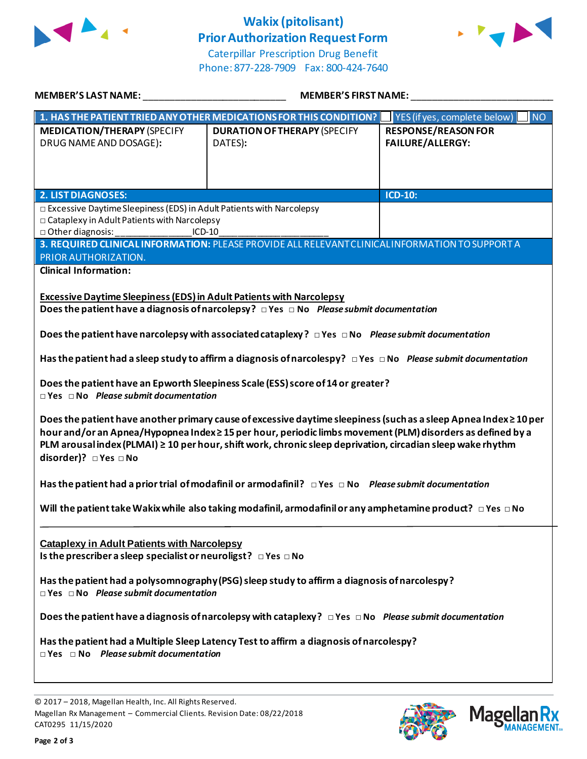# Wakix (pitolisant)
# Prior Authorization Request Form

Caterpillar Prescription Drug Benefit
Phone: 877-228-7909 Fax: 800-424-7640

**MEMBER'S LAST NAME:** ___________________________ **MEMBER'S FIRST NAME:** ___________________________

| **1. HAS THE PATIENT TRIED ANY OTHER MEDICATIONS FOR THIS CONDITION?** | | ☐ YES (if yes, complete below) ☐ NO |
|---|---|---|
| **MEDICATION/THERAPY** (SPECIFY DRUG NAME AND DOSAGE): | **DURATION OF THERAPY** (SPECIFY DATES): | **RESPONSE/REASON FOR FAILURE/ALLERGY:** |
| | | |

| **2. LIST DIAGNOSES:** | **ICD-10:** |
|---|---|
| □ Excessive Daytime Sleepiness (EDS) in Adult Patients with Narcolepsy<br>□ Cataplexy in Adult Patients with Narcolepsy<br>□ Other diagnosis: _______________ICD-10____________________ | |

**3. REQUIRED CLINICAL INFORMATION:** PLEASE PROVIDE ALL RELEVANT CLINICAL INFORMATION TO SUPPORT A PRIOR AUTHORIZATION.

**Clinical Information:**

**Excessive Daytime Sleepiness (EDS) in Adult Patients with Narcolepsy**

**Does the patient have a diagnosis of narcolepsy?** □ **Yes** □ **No** ***Please submit documentation***

**Does the patient have narcolepsy with associated cataplexy?** □ **Yes** □ **No** ***Please submit documentation***

**Has the patient had a sleep study to affirm a diagnosis of narcolepsy?** □ **Yes** □ **No** ***Please submit documentation***

**Does the patient have an Epworth Sleepiness Scale (ESS) score of 14 or greater?**
□ **Yes** □ **No** ***Please submit documentation***

**Does the patient have another primary cause of excessive daytime sleepiness (such as a sleep Apnea Index ≥ 10 per hour and/or an Apnea/Hypopnea Index ≥ 15 per hour, periodic limbs movement (PLM) disorders as defined by a PLM arousal index (PLMAI) ≥ 10 per hour, shift work, chronic sleep deprivation, circadian sleep wake rhythm disorder)?** □ **Yes** □ **No**

**Has the patient had a prior trial of modafinil or armodafinil?** □ **Yes** □ **No** ***Please submit documentation***

**Will the patient take Wakix while also taking modafinil, armodafinil or any amphetamine product?** □ **Yes** □ **No**

**Cataplexy in Adult Patients with Narcolepsy**

**Is the prescriber a sleep specialist or neuroligst?** □ **Yes** □ **No**

**Has the patient had a polysomnography (PSG) sleep study to affirm a diagnosis of narcolespy?**
□ **Yes** □ **No** ***Please submit documentation***

**Does the patient have a diagnosis of narcolepsy with cataplexy?** □ **Yes** □ **No** ***Please submit documentation***

**Has the patient had a Multiple Sleep Latency Test to affirm a diagnosis of narcolespy?**
□ **Yes** □ **No** ***Please submit documentation***

© 2017 – 2018, Magellan Health, Inc. All Rights Reserved.
Magellan Rx Management – Commercial Clients. Revision Date: 08/22/2018
CAT0295 11/15/2020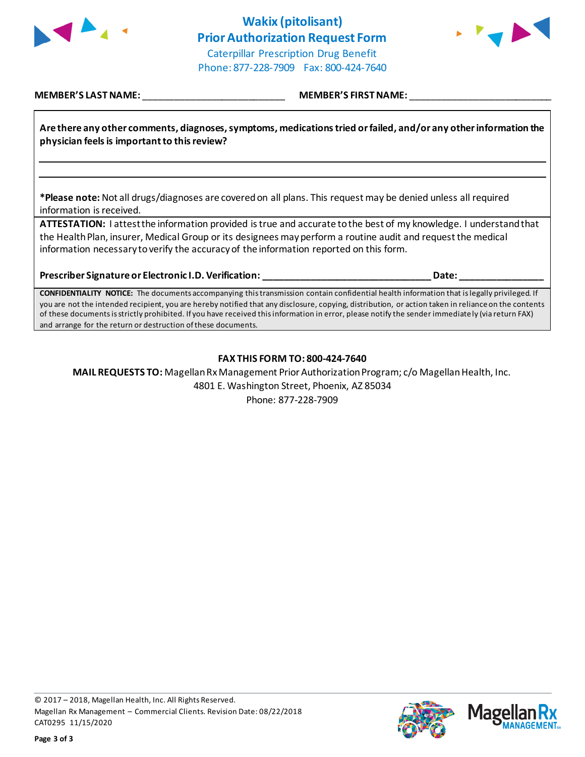# Wakix (pitolisant)
## Prior Authorization Request Form

Caterpillar Prescription Drug Benefit
Phone: 877-228-7909 Fax: 800-424-7640

**MEMBER'S LAST NAME:** ___________________________ **MEMBER'S FIRST NAME:** ___________________________

**Are there any other comments, diagnoses, symptoms, medications tried or failed, and/or any other information the physician feels is important to this review?**

_______________________________________________________________________________

_______________________________________________________________________________

***Please note:** Not all drugs/diagnoses are covered on all plans. This request may be denied unless all required information is received.

**ATTESTATION:** I attest the information provided is true and accurate to the best of my knowledge. I understand that the Health Plan, insurer, Medical Group or its designees may perform a routine audit and request the medical information necessary to verify the accuracy of the information reported on this form.

**Prescriber Signature or Electronic I.D. Verification:** _______________________________ **Date:** _______________

**CONFIDENTIALITY NOTICE:** The documents accompanying this transmission contain confidential health information that is legally privileged. If you are not the intended recipient, you are hereby notified that any disclosure, copying, distribution, or action taken in reliance on the contents of these documents is strictly prohibited. If you have received this information in error, please notify the sender immediately (via return FAX) and arrange for the return or destruction of these documents.

**FAX THIS FORM TO: 800-424-7640**

**MAIL REQUESTS TO:** Magellan Rx Management Prior Authorization Program; c/o Magellan Health, Inc.
4801 E. Washington Street, Phoenix, AZ 85034
Phone: 877-228-7909

© 2017 – 2018, Magellan Health, Inc. All Rights Reserved.
Magellan Rx Management – Commercial Clients. Revision Date: 08/22/2018
CAT0295 11/15/2020